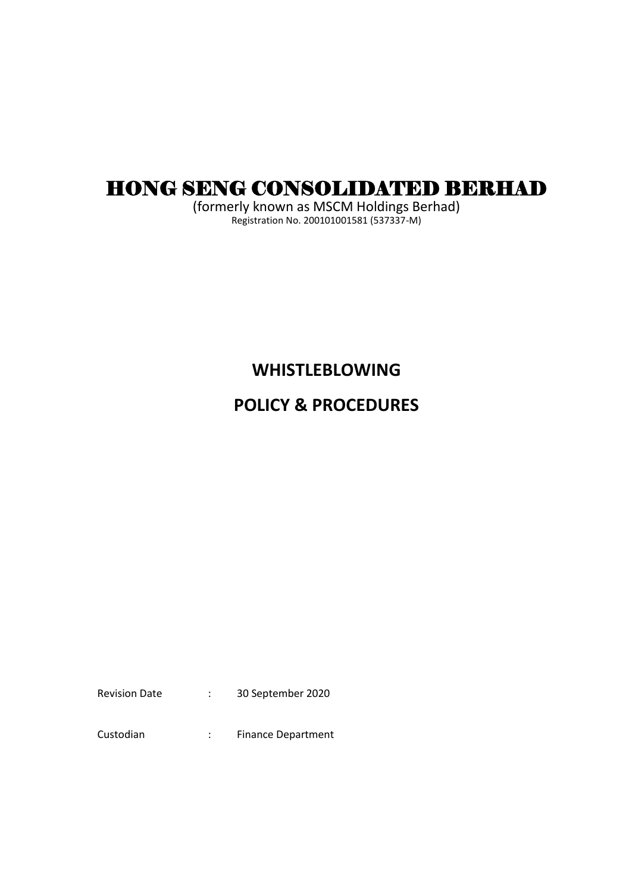# HONG SENG CONSOLIDATED BERHAD

(formerly known as MSCM Holdings Berhad)

Registration No. 200101001581 (537337-M)

## WHISTLEBLOWING

## POLICY & PROCEDURES

Revision Date : 30 September 2020

Custodian : Finance Department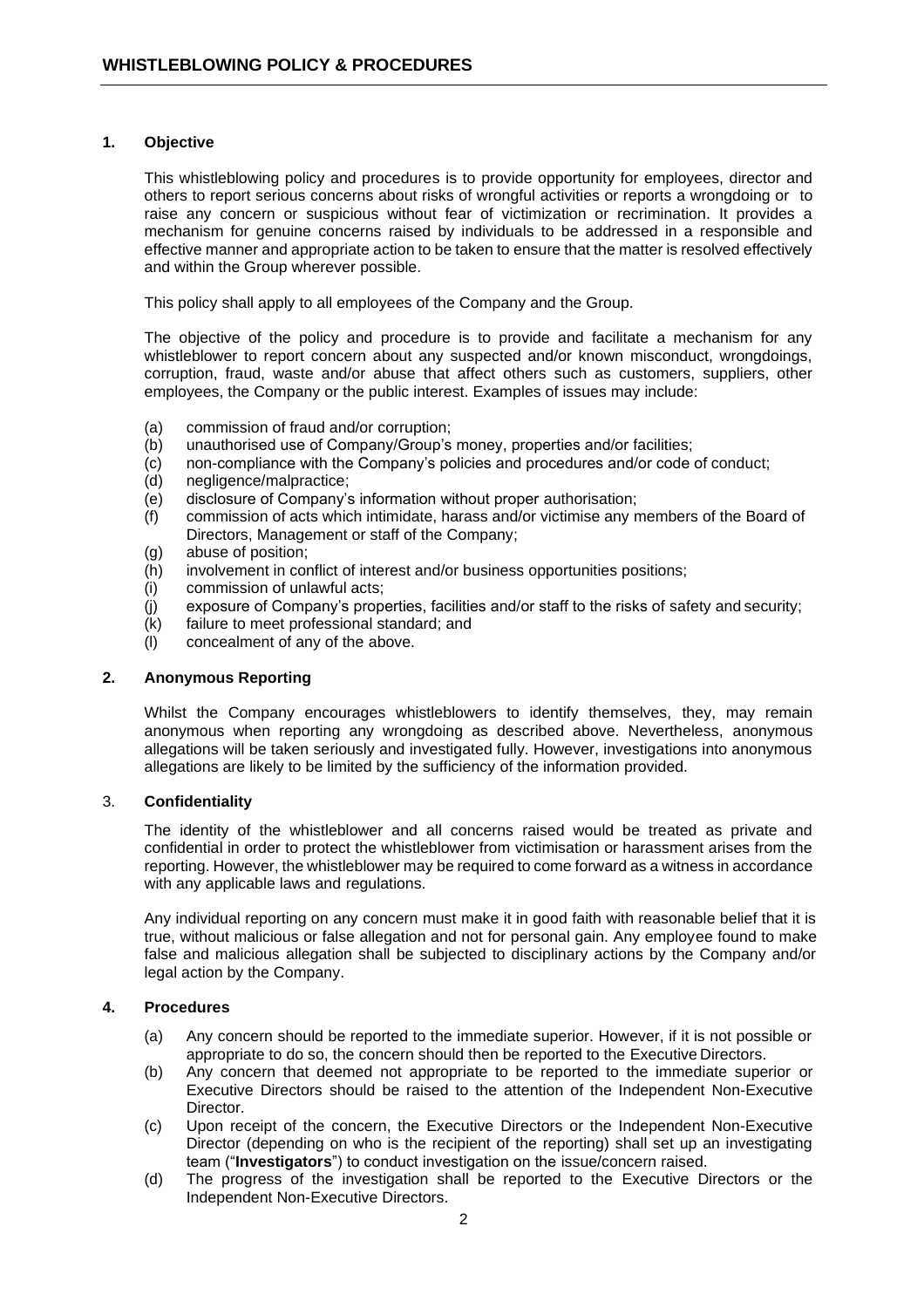## WHISTLEBLOWING POLICY & PROCEDURES

### 1. Objective

This whistleblowing policy and procedures is to provide opportunity for employees, director and others to report serious concerns about risks of wrongful activities or reports a wrongdoing or to raise any concern or suspicious without fear of victimization or recrimination. It provides a mechanism for genuine concerns raised by individuals to be addressed in a responsible and effective manner and appropriate action to be taken to ensure that the matter is resolved effectively and within the Group wherever possible.

This policy shall apply to all employees of the Company and the Group.

The objective of the policy and procedure is to provide and facilitate a mechanism for any whistleblower to report concern about any suspected and/or known misconduct, wrongdoings, corruption, fraud, waste and/or abuse that affect others such as customers, suppliers, other employees, the Company or the public interest. Examples of issues may include:

- (a) commission of fraud and/or corruption;
- (b) unauthorised use of Company/Group's money, properties and/or facilities;
- (c) non-compliance with the Company's policies and procedures and/or code of conduct;
- (d) negligence/malpractice;
- (e) disclosure of Company's information without proper authorisation;
- (f) commission of acts which intimidate, harass and/or victimise any members of the Board of Directors, Management or staff of the Company;
- (g) abuse of position;
- (h) involvement in conflict of interest and/or business opportunities positions;
- (i) commission of unlawful acts;
- (j) exposure of Company's properties, facilities and/or staff to the risks of safety and security;
- (k) failure to meet professional standard; and
- (l) concealment of any of the above.

### 2. Anonymous Reporting

Whilst the Company encourages whistleblowers to identify themselves, they, may remain anonymous when reporting any wrongdoing as described above. Nevertheless, anonymous allegations will be taken seriously and investigated fully. However, investigations into anonymous allegations are likely to be limited by the sufficiency of the information provided.

### 3. Confidentiality

The identity of the whistleblower and all concerns raised would be treated as private and confidential in order to protect the whistleblower from victimisation or harassment arises from the reporting. However, the whistleblower may be required to come forward as a witness in accordance with any applicable laws and regulations.

Any individual reporting on any concern must make it in good faith with reasonable belief that it is true, without malicious or false allegation and not for personal gain. Any employee found to make false and malicious allegation shall be subjected to disciplinary actions by the Company and/or legal action by the Company.

### 4. Procedures

- (a) Any concern should be reported to the immediate superior. However, if it is not possible or appropriate to do so, the concern should then be reported to the Executive Directors.
- (b) Any concern that deemed not appropriate to be reported to the immediate superior or Executive Directors should be raised to the attention of the Independent Non-Executive Director.
- (c) Upon receipt of the concern, the Executive Directors or the Independent Non-Executive Director (depending on who is the recipient of the reporting) shall set up an investigating team ("**Investigators**") to conduct investigation on the issue/concern raised.
- (d) The progress of the investigation shall be reported to the Executive Directors or the Independent Non-Executive Directors.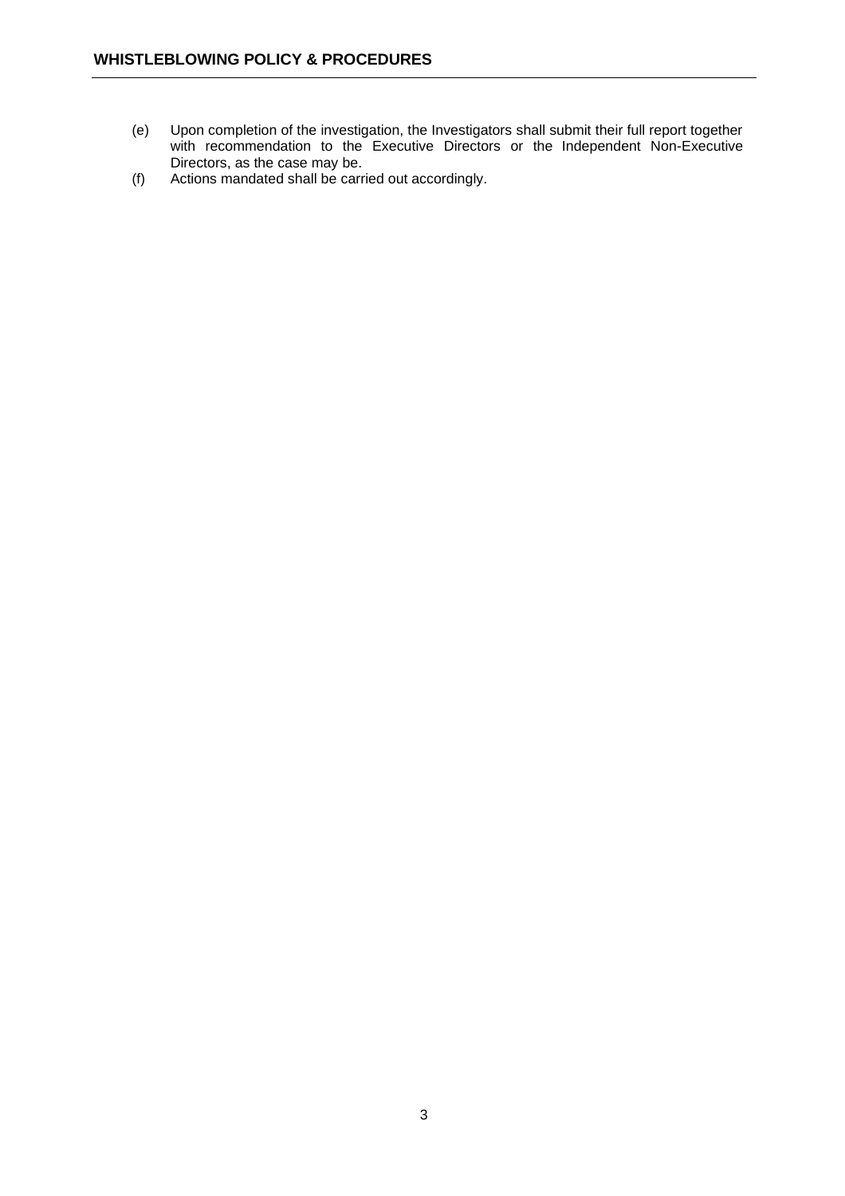(e) Upon completion of the investigation, the Investigators shall submit their full report together with recommendation to the Executive Directors or the Independent Non-Executive Directors, as the case may be.

(f) Actions mandated shall be carried out accordingly.